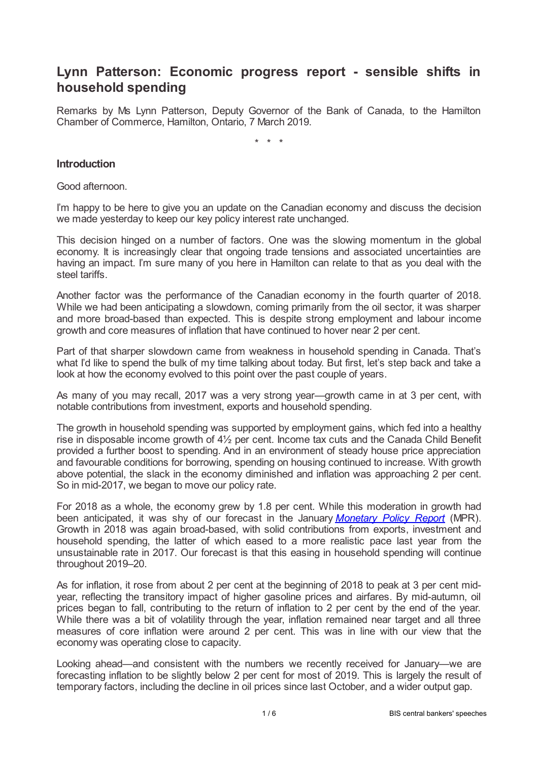# Lynn Patterson: Economic progress report - sensible shifts in household spending

Remarks by Ms Lynn Patterson, Deputy Governor of the Bank of Canada, to the Hamilton Chamber of Commerce, Hamilton, Ontario, 7 March 2019.

\* \* \*

### Introduction

Good afternoon.

I'm happy to be here to give you an update on the Canadian economy and discuss the decision we made yesterday to keep our key policy interest rate unchanged.

This decision hinged on a number of factors. One was the slowing momentum in the global economy. It is increasingly clear that ongoing trade tensions and associated uncertainties are having an impact. I'm sure many of you here in Hamilton can relate to that as you deal with the steel tariffs.

Another factor was the performance of the Canadian economy in the fourth quarter of 2018. While we had been anticipating a slowdown, coming primarily from the oil sector, it was sharper and more broad-based than expected. This is despite strong employment and labour income growth and core measures of inflation that have continued to hover near 2 per cent.

Part of that sharper slowdown came from weakness in household spending in Canada. That's what I'd like to spend the bulk of my time talking about today. But first, let's step back and take a look at how the economy evolved to this point over the past couple of years.

As many of you may recall, 2017 was a very strong year—growth came in at 3 per cent, with notable contributions from investment, exports and household spending.

The growth in household spending was supported by employment gains, which fed into a healthy rise in disposable income growth of 4½ per cent. Income tax cuts and the Canada Child Benefit provided a further boost to spending. And in an environment of steady house price appreciation and favourable conditions for borrowing, spending on housing continued to increase. With growth above potential, the slack in the economy diminished and inflation was approaching 2 per cent. So in mid-2017, we began to move our policy rate.

For 2018 as a whole, the economy grew by 1.8 per cent. While this moderation in growth had been anticipated, it was shy of our forecast in the January *Monetary Policy Report* (MPR). Growth in 2018 was again broad-based, with solid contributions from exports, investment and household spending, the latter of which eased to a more realistic pace last year from the unsustainable rate in 2017. Our forecast is that this easing in household spending will continue throughout 2019–20.

As for inflation, it rose from about 2 per cent at the beginning of 2018 to peak at 3 per cent mid-year, reflecting the transitory impact of higher gasoline prices and airfares. By mid-autumn, oil prices began to fall, contributing to the return of inflation to 2 per cent by the end of the year. While there was a bit of volatility through the year, inflation remained near target and all three measures of core inflation were around 2 per cent. This was in line with our view that the economy was operating close to capacity.

Looking ahead—and consistent with the numbers we recently received for January—we are forecasting inflation to be slightly below 2 per cent for most of 2019. This is largely the result of temporary factors, including the decline in oil prices since last October, and a wider output gap.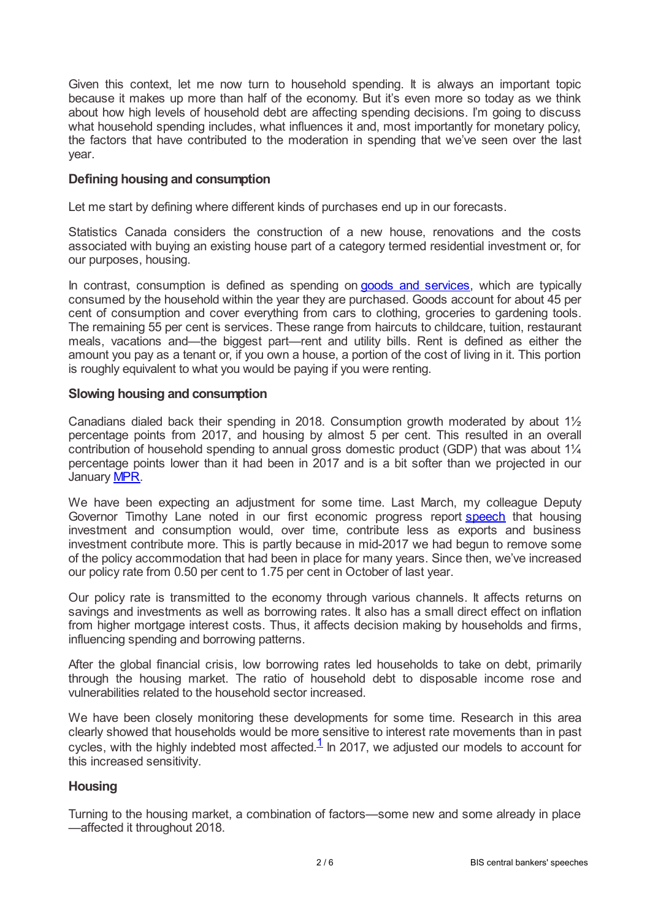Given this context, let me now turn to household spending. It is always an important topic because it makes up more than half of the economy. But it's even more so today as we think about how high levels of household debt are affecting spending decisions. I'm going to discuss what household spending includes, what influences it and, most importantly for monetary policy, the factors that have contributed to the moderation in spending that we've seen over the last year.

### Defining housing and consumption

Let me start by defining where different kinds of purchases end up in our forecasts.

Statistics Canada considers the construction of a new house, renovations and the costs associated with buying an existing house part of a category termed residential investment or, for our purposes, housing.

In contrast, consumption is defined as spending on goods and services, which are typically consumed by the household within the year they are purchased. Goods account for about 45 per cent of consumption and cover everything from cars to clothing, groceries to gardening tools. The remaining 55 per cent is services. These range from haircuts to childcare, tuition, restaurant meals, vacations and—the biggest part—rent and utility bills. Rent is defined as either the amount you pay as a tenant or, if you own a house, a portion of the cost of living in it. This portion is roughly equivalent to what you would be paying if you were renting.

### Slowing housing and consumption

Canadians dialed back their spending in 2018. Consumption growth moderated by about 1½ percentage points from 2017, and housing by almost 5 per cent. This resulted in an overall contribution of household spending to annual gross domestic product (GDP) that was about 1¼ percentage points lower than it had been in 2017 and is a bit softer than we projected in our January MPR.

We have been expecting an adjustment for some time. Last March, my colleague Deputy Governor Timothy Lane noted in our first economic progress report speech that housing investment and consumption would, over time, contribute less as exports and business investment contribute more. This is partly because in mid-2017 we had begun to remove some of the policy accommodation that had been in place for many years. Since then, we've increased our policy rate from 0.50 per cent to 1.75 per cent in October of last year.

Our policy rate is transmitted to the economy through various channels. It affects returns on savings and investments as well as borrowing rates. It also has a small direct effect on inflation from higher mortgage interest costs. Thus, it affects decision making by households and firms, influencing spending and borrowing patterns.

After the global financial crisis, low borrowing rates led households to take on debt, primarily through the housing market. The ratio of household debt to disposable income rose and vulnerabilities related to the household sector increased.

We have been closely monitoring these developments for some time. Research in this area clearly showed that households would be more sensitive to interest rate movements than in past cycles, with the highly indebted most affected.[1] In 2017, we adjusted our models to account for this increased sensitivity.

### Housing

Turning to the housing market, a combination of factors—some new and some already in place—affected it throughout 2018.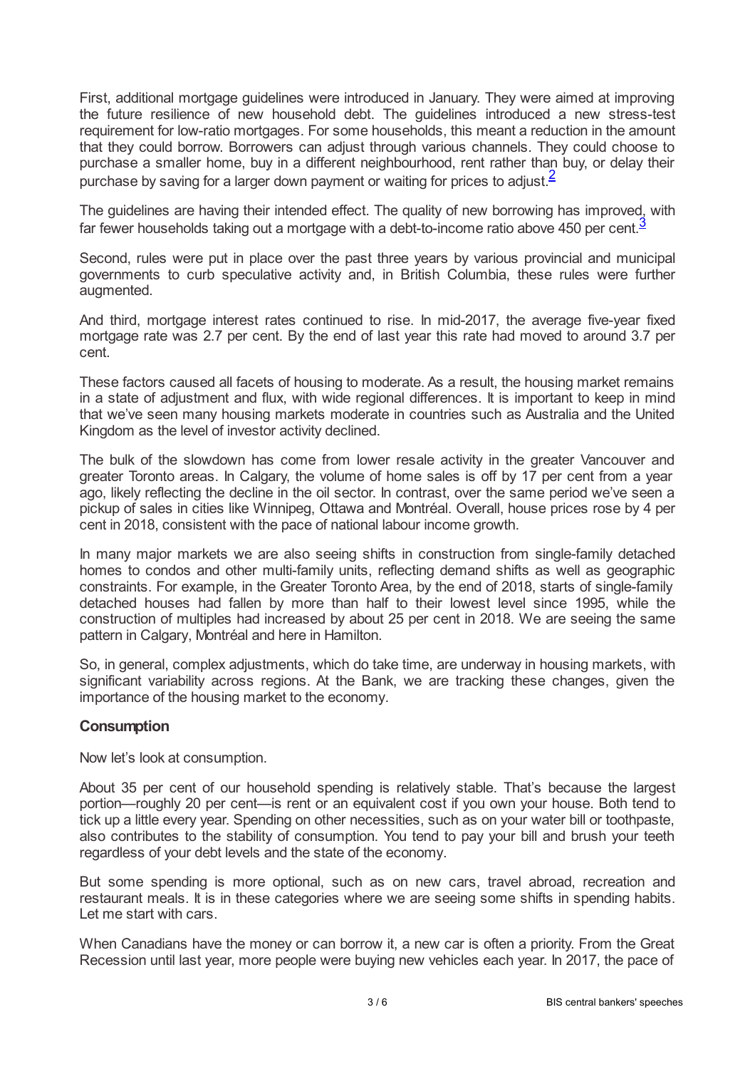First, additional mortgage guidelines were introduced in January. They were aimed at improving the future resilience of new household debt. The guidelines introduced a new stress-test requirement for low-ratio mortgages. For some households, this meant a reduction in the amount that they could borrow. Borrowers can adjust through various channels. They could choose to purchase a smaller home, buy in a different neighbourhood, rent rather than buy, or delay their purchase by saving for a larger down payment or waiting for prices to adjust.[2]

The guidelines are having their intended effect. The quality of new borrowing has improved, with far fewer households taking out a mortgage with a debt-to-income ratio above 450 per cent.[3]

Second, rules were put in place over the past three years by various provincial and municipal governments to curb speculative activity and, in British Columbia, these rules were further augmented.

And third, mortgage interest rates continued to rise. In mid-2017, the average five-year fixed mortgage rate was 2.7 per cent. By the end of last year this rate had moved to around 3.7 per cent.

These factors caused all facets of housing to moderate. As a result, the housing market remains in a state of adjustment and flux, with wide regional differences. It is important to keep in mind that we've seen many housing markets moderate in countries such as Australia and the United Kingdom as the level of investor activity declined.

The bulk of the slowdown has come from lower resale activity in the greater Vancouver and greater Toronto areas. In Calgary, the volume of home sales is off by 17 per cent from a year ago, likely reflecting the decline in the oil sector. In contrast, over the same period we've seen a pickup of sales in cities like Winnipeg, Ottawa and Montréal. Overall, house prices rose by 4 per cent in 2018, consistent with the pace of national labour income growth.

In many major markets we are also seeing shifts in construction from single-family detached homes to condos and other multi-family units, reflecting demand shifts as well as geographic constraints. For example, in the Greater Toronto Area, by the end of 2018, starts of single-family detached houses had fallen by more than half to their lowest level since 1995, while the construction of multiples had increased by about 25 per cent in 2018. We are seeing the same pattern in Calgary, Montréal and here in Hamilton.

So, in general, complex adjustments, which do take time, are underway in housing markets, with significant variability across regions. At the Bank, we are tracking these changes, given the importance of the housing market to the economy.

## Consumption

Now let's look at consumption.

About 35 per cent of our household spending is relatively stable. That's because the largest portion—roughly 20 per cent—is rent or an equivalent cost if you own your house. Both tend to tick up a little every year. Spending on other necessities, such as on your water bill or toothpaste, also contributes to the stability of consumption. You tend to pay your bill and brush your teeth regardless of your debt levels and the state of the economy.

But some spending is more optional, such as on new cars, travel abroad, recreation and restaurant meals. It is in these categories where we are seeing some shifts in spending habits. Let me start with cars.

When Canadians have the money or can borrow it, a new car is often a priority. From the Great Recession until last year, more people were buying new vehicles each year. In 2017, the pace of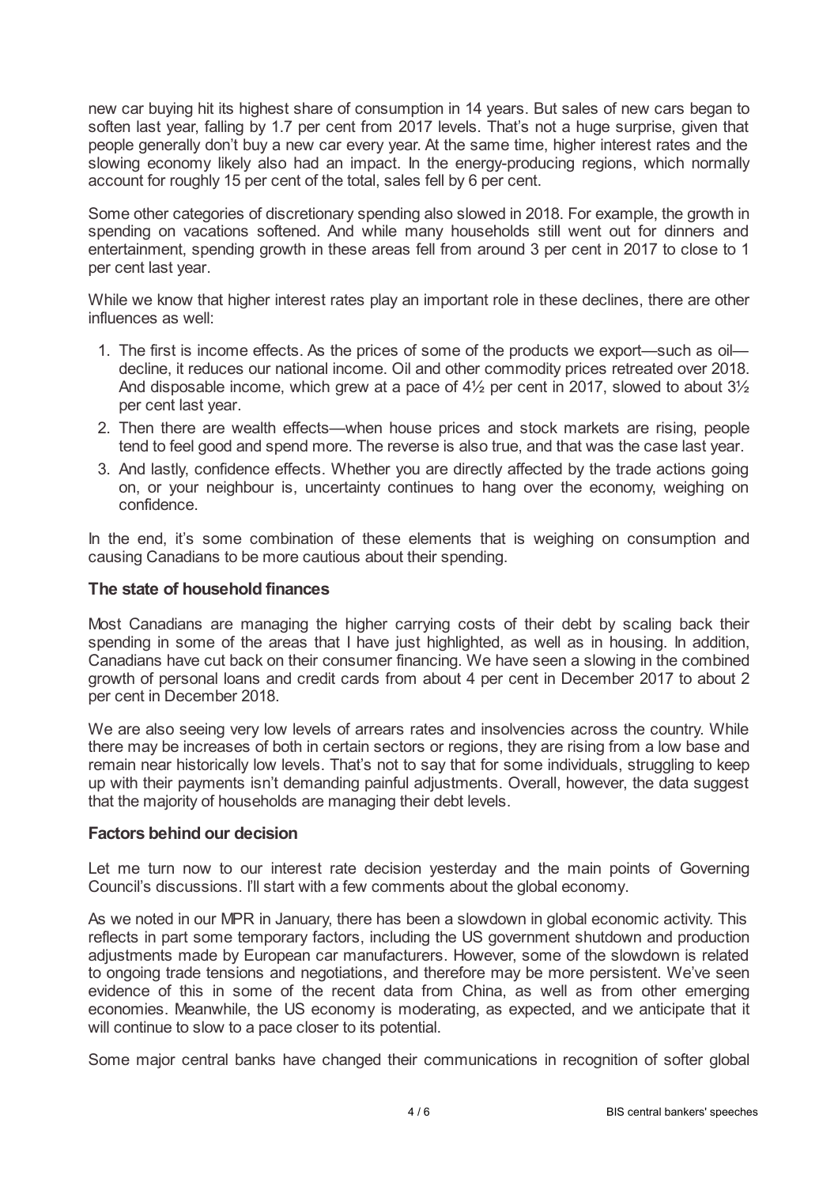new car buying hit its highest share of consumption in 14 years. But sales of new cars began to soften last year, falling by 1.7 per cent from 2017 levels. That's not a huge surprise, given that people generally don't buy a new car every year. At the same time, higher interest rates and the slowing economy likely also had an impact. In the energy-producing regions, which normally account for roughly 15 per cent of the total, sales fell by 6 per cent.

Some other categories of discretionary spending also slowed in 2018. For example, the growth in spending on vacations softened. And while many households still went out for dinners and entertainment, spending growth in these areas fell from around 3 per cent in 2017 to close to 1 per cent last year.

While we know that higher interest rates play an important role in these declines, there are other influences as well:

1. The first is income effects. As the prices of some of the products we export—such as oil—decline, it reduces our national income. Oil and other commodity prices retreated over 2018. And disposable income, which grew at a pace of 4½ per cent in 2017, slowed to about 3½ per cent last year.
2. Then there are wealth effects—when house prices and stock markets are rising, people tend to feel good and spend more. The reverse is also true, and that was the case last year.
3. And lastly, confidence effects. Whether you are directly affected by the trade actions going on, or your neighbour is, uncertainty continues to hang over the economy, weighing on confidence.

In the end, it's some combination of these elements that is weighing on consumption and causing Canadians to be more cautious about their spending.

### The state of household finances

Most Canadians are managing the higher carrying costs of their debt by scaling back their spending in some of the areas that I have just highlighted, as well as in housing. In addition, Canadians have cut back on their consumer financing. We have seen a slowing in the combined growth of personal loans and credit cards from about 4 per cent in December 2017 to about 2 per cent in December 2018.

We are also seeing very low levels of arrears rates and insolvencies across the country. While there may be increases of both in certain sectors or regions, they are rising from a low base and remain near historically low levels. That's not to say that for some individuals, struggling to keep up with their payments isn't demanding painful adjustments. Overall, however, the data suggest that the majority of households are managing their debt levels.

### Factors behind our decision

Let me turn now to our interest rate decision yesterday and the main points of Governing Council's discussions. I'll start with a few comments about the global economy.

As we noted in our MPR in January, there has been a slowdown in global economic activity. This reflects in part some temporary factors, including the US government shutdown and production adjustments made by European car manufacturers. However, some of the slowdown is related to ongoing trade tensions and negotiations, and therefore may be more persistent. We've seen evidence of this in some of the recent data from China, as well as from other emerging economies. Meanwhile, the US economy is moderating, as expected, and we anticipate that it will continue to slow to a pace closer to its potential.

Some major central banks have changed their communications in recognition of softer global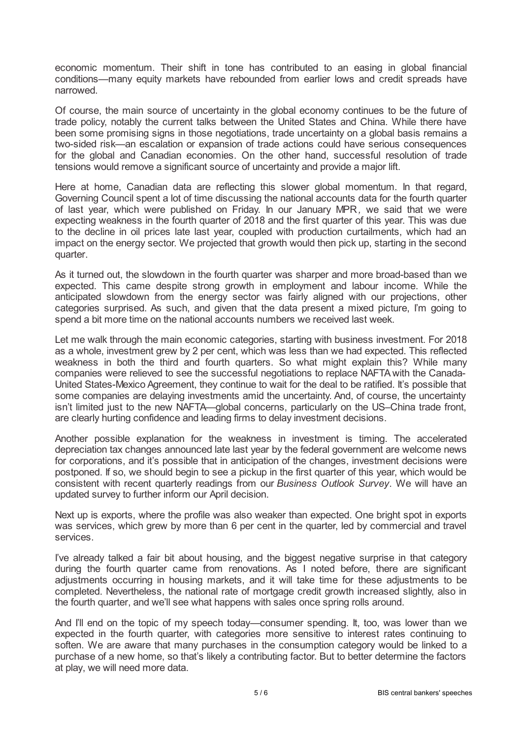economic momentum. Their shift in tone has contributed to an easing in global financial conditions—many equity markets have rebounded from earlier lows and credit spreads have narrowed.

Of course, the main source of uncertainty in the global economy continues to be the future of trade policy, notably the current talks between the United States and China. While there have been some promising signs in those negotiations, trade uncertainty on a global basis remains a two-sided risk—an escalation or expansion of trade actions could have serious consequences for the global and Canadian economies. On the other hand, successful resolution of trade tensions would remove a significant source of uncertainty and provide a major lift.

Here at home, Canadian data are reflecting this slower global momentum. In that regard, Governing Council spent a lot of time discussing the national accounts data for the fourth quarter of last year, which were published on Friday. In our January MPR, we said that we were expecting weakness in the fourth quarter of 2018 and the first quarter of this year. This was due to the decline in oil prices late last year, coupled with production curtailments, which had an impact on the energy sector. We projected that growth would then pick up, starting in the second quarter.

As it turned out, the slowdown in the fourth quarter was sharper and more broad-based than we expected. This came despite strong growth in employment and labour income. While the anticipated slowdown from the energy sector was fairly aligned with our projections, other categories surprised. As such, and given that the data present a mixed picture, I'm going to spend a bit more time on the national accounts numbers we received last week.

Let me walk through the main economic categories, starting with business investment. For 2018 as a whole, investment grew by 2 per cent, which was less than we had expected. This reflected weakness in both the third and fourth quarters. So what might explain this? While many companies were relieved to see the successful negotiations to replace NAFTA with the Canada-United States-Mexico Agreement, they continue to wait for the deal to be ratified. It's possible that some companies are delaying investments amid the uncertainty. And, of course, the uncertainty isn't limited just to the new NAFTA—global concerns, particularly on the US–China trade front, are clearly hurting confidence and leading firms to delay investment decisions.

Another possible explanation for the weakness in investment is timing. The accelerated depreciation tax changes announced late last year by the federal government are welcome news for corporations, and it's possible that in anticipation of the changes, investment decisions were postponed. If so, we should begin to see a pickup in the first quarter of this year, which would be consistent with recent quarterly readings from our *Business Outlook Survey*. We will have an updated survey to further inform our April decision.

Next up is exports, where the profile was also weaker than expected. One bright spot in exports was services, which grew by more than 6 per cent in the quarter, led by commercial and travel services.

I've already talked a fair bit about housing, and the biggest negative surprise in that category during the fourth quarter came from renovations. As I noted before, there are significant adjustments occurring in housing markets, and it will take time for these adjustments to be completed. Nevertheless, the national rate of mortgage credit growth increased slightly, also in the fourth quarter, and we'll see what happens with sales once spring rolls around.

And I'll end on the topic of my speech today—consumer spending. It, too, was lower than we expected in the fourth quarter, with categories more sensitive to interest rates continuing to soften. We are aware that many purchases in the consumption category would be linked to a purchase of a new home, so that's likely a contributing factor. But to better determine the factors at play, we will need more data.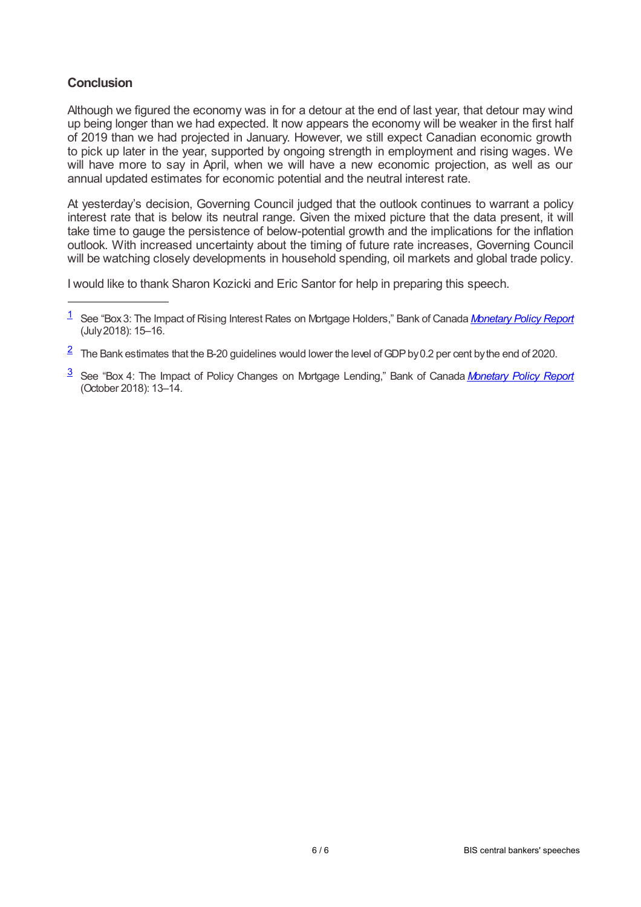## Conclusion

Although we figured the economy was in for a detour at the end of last year, that detour may wind up being longer than we had expected. It now appears the economy will be weaker in the first half of 2019 than we had projected in January. However, we still expect Canadian economic growth to pick up later in the year, supported by ongoing strength in employment and rising wages. We will have more to say in April, when we will have a new economic projection, as well as our annual updated estimates for economic potential and the neutral interest rate.

At yesterday's decision, Governing Council judged that the outlook continues to warrant a policy interest rate that is below its neutral range. Given the mixed picture that the data present, it will take time to gauge the persistence of below-potential growth and the implications for the inflation outlook. With increased uncertainty about the timing of future rate increases, Governing Council will be watching closely developments in household spending, oil markets and global trade policy.

I would like to thank Sharon Kozicki and Eric Santor for help in preparing this speech.

---

[1] See "Box 3: The Impact of Rising Interest Rates on Mortgage Holders," Bank of Canada *Monetary Policy Report* (July 2018): 15–16.

[2] The Bank estimates that the B-20 guidelines would lower the level of GDP by 0.2 per cent by the end of 2020.

[3] See "Box 4: The Impact of Policy Changes on Mortgage Lending," Bank of Canada *Monetary Policy Report* (October 2018): 13–14.